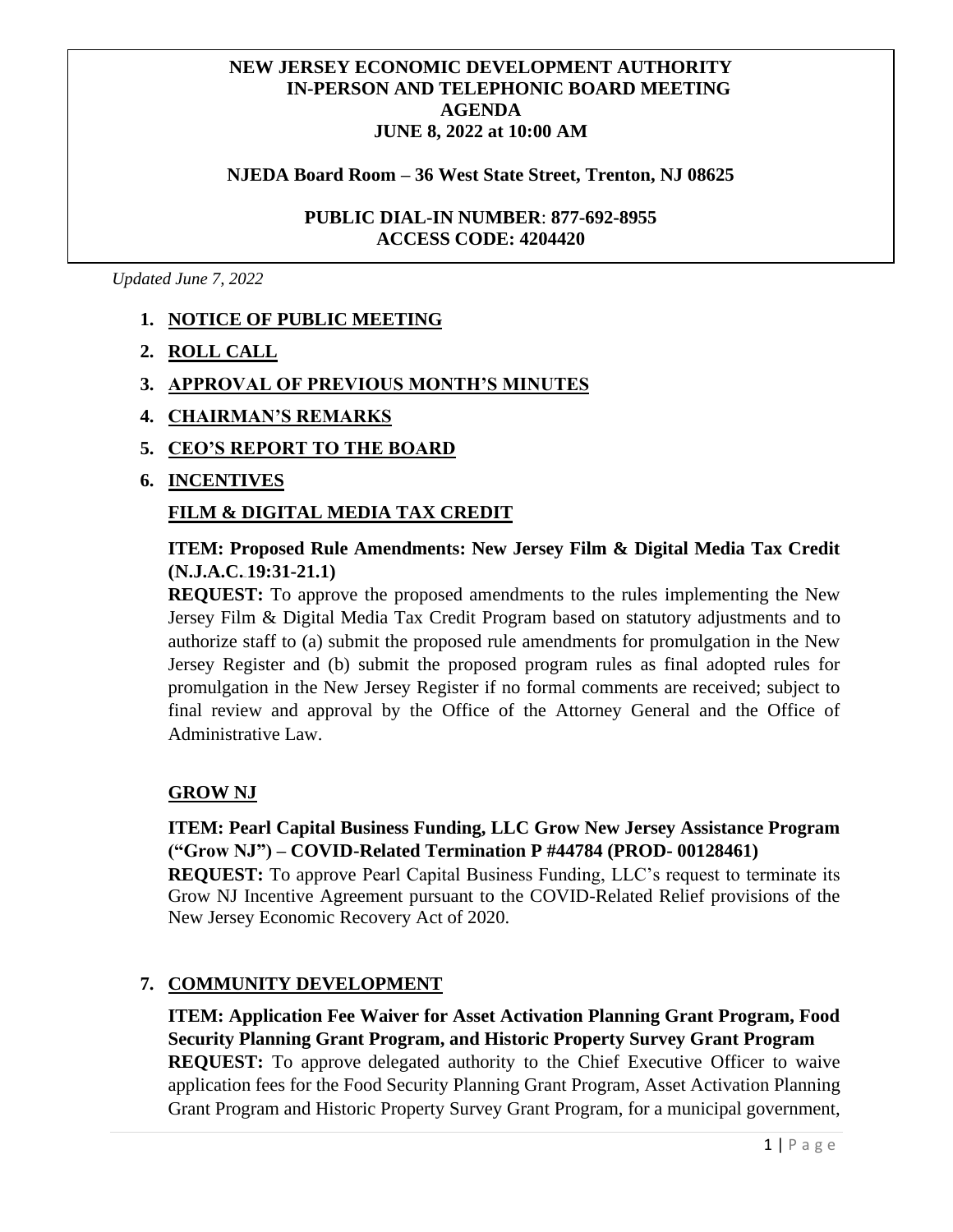**NEW JERSEY ECONOMIC DEVELOPMENT AUTHORITY**
**IN-PERSON AND TELEPHONIC BOARD MEETING**
**AGENDA**
**JUNE 8, 2022 at 10:00 AM**

**NJEDA Board Room – 36 West State Street, Trenton, NJ 08625**

**PUBLIC DIAL-IN NUMBER**: **877-692-8955**
**ACCESS CODE: 4204420**

*Updated June 7, 2022*

1. **NOTICE OF PUBLIC MEETING**
2. **ROLL CALL**
3. **APPROVAL OF PREVIOUS MONTH'S MINUTES**
4. **CHAIRMAN'S REMARKS**
5. **CEO'S REPORT TO THE BOARD**
6. **INCENTIVES**

**FILM & DIGITAL MEDIA TAX CREDIT**

**ITEM: Proposed Rule Amendments: New Jersey Film & Digital Media Tax Credit (N.J.A.C. 19:31-21.1)**
**REQUEST:** To approve the proposed amendments to the rules implementing the New Jersey Film & Digital Media Tax Credit Program based on statutory adjustments and to authorize staff to (a) submit the proposed rule amendments for promulgation in the New Jersey Register and (b) submit the proposed program rules as final adopted rules for promulgation in the New Jersey Register if no formal comments are received; subject to final review and approval by the Office of the Attorney General and the Office of Administrative Law.

**GROW NJ**

**ITEM: Pearl Capital Business Funding, LLC Grow New Jersey Assistance Program ("Grow NJ") – COVID-Related Termination P #44784 (PROD- 00128461)**
**REQUEST:** To approve Pearl Capital Business Funding, LLC's request to terminate its Grow NJ Incentive Agreement pursuant to the COVID-Related Relief provisions of the New Jersey Economic Recovery Act of 2020.

7. **COMMUNITY DEVELOPMENT**

**ITEM: Application Fee Waiver for Asset Activation Planning Grant Program, Food Security Planning Grant Program, and Historic Property Survey Grant Program**
**REQUEST:** To approve delegated authority to the Chief Executive Officer to waive application fees for the Food Security Planning Grant Program, Asset Activation Planning Grant Program and Historic Property Survey Grant Program, for a municipal government,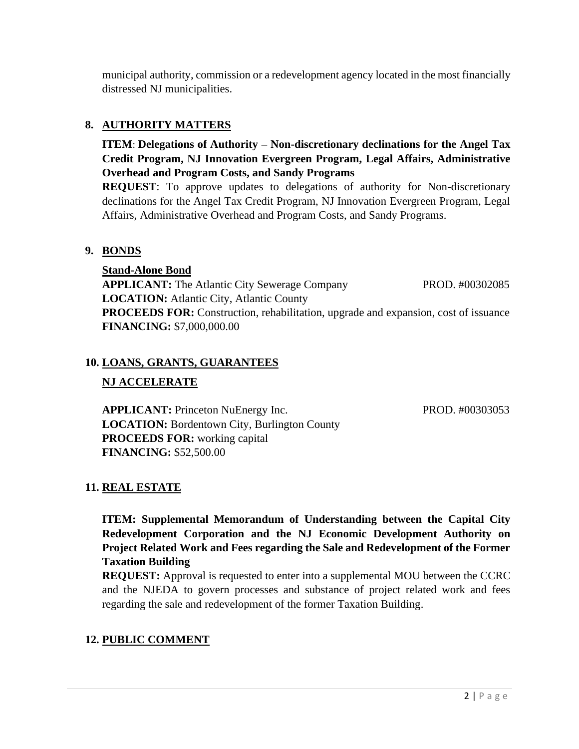municipal authority, commission or a redevelopment agency located in the most financially distressed NJ municipalities.

## 8. AUTHORITY MATTERS

**ITEM**: **Delegations of Authority – Non-discretionary declinations for the Angel Tax Credit Program, NJ Innovation Evergreen Program, Legal Affairs, Administrative Overhead and Program Costs, and Sandy Programs**

**REQUEST**: To approve updates to delegations of authority for Non-discretionary declinations for the Angel Tax Credit Program, NJ Innovation Evergreen Program, Legal Affairs, Administrative Overhead and Program Costs, and Sandy Programs.

## 9. BONDS

**Stand-Alone Bond**

**APPLICANT:** The Atlantic City Sewerage Company PROD. #00302085
**LOCATION:** Atlantic City, Atlantic County
**PROCEEDS FOR:** Construction, rehabilitation, upgrade and expansion, cost of issuance
**FINANCING:** $7,000,000.00

## 10. LOANS, GRANTS, GUARANTEES

**NJ ACCELERATE**

**APPLICANT:** Princeton NuEnergy Inc. PROD. #00303053
**LOCATION:** Bordentown City, Burlington County
**PROCEEDS FOR:** working capital
**FINANCING:** $52,500.00

## 11. REAL ESTATE

**ITEM: Supplemental Memorandum of Understanding between the Capital City Redevelopment Corporation and the NJ Economic Development Authority on Project Related Work and Fees regarding the Sale and Redevelopment of the Former Taxation Building**

**REQUEST:** Approval is requested to enter into a supplemental MOU between the CCRC and the NJEDA to govern processes and substance of project related work and fees regarding the sale and redevelopment of the former Taxation Building.

## 12. PUBLIC COMMENT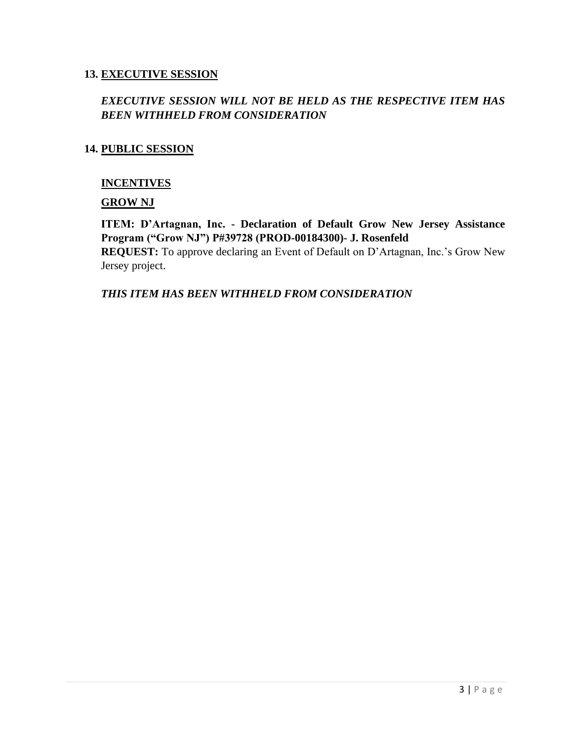## 13. EXECUTIVE SESSION

***EXECUTIVE SESSION WILL NOT BE HELD AS THE RESPECTIVE ITEM HAS BEEN WITHHELD FROM CONSIDERATION***

## 14. PUBLIC SESSION

### INCENTIVES

### GROW NJ

**ITEM: D'Artagnan, Inc. - Declaration of Default Grow New Jersey Assistance Program ("Grow NJ") P#39728 (PROD-00184300)- J. Rosenfeld**
**REQUEST:** To approve declaring an Event of Default on D'Artagnan, Inc.'s Grow New Jersey project.

***THIS ITEM HAS BEEN WITHHELD FROM CONSIDERATION***